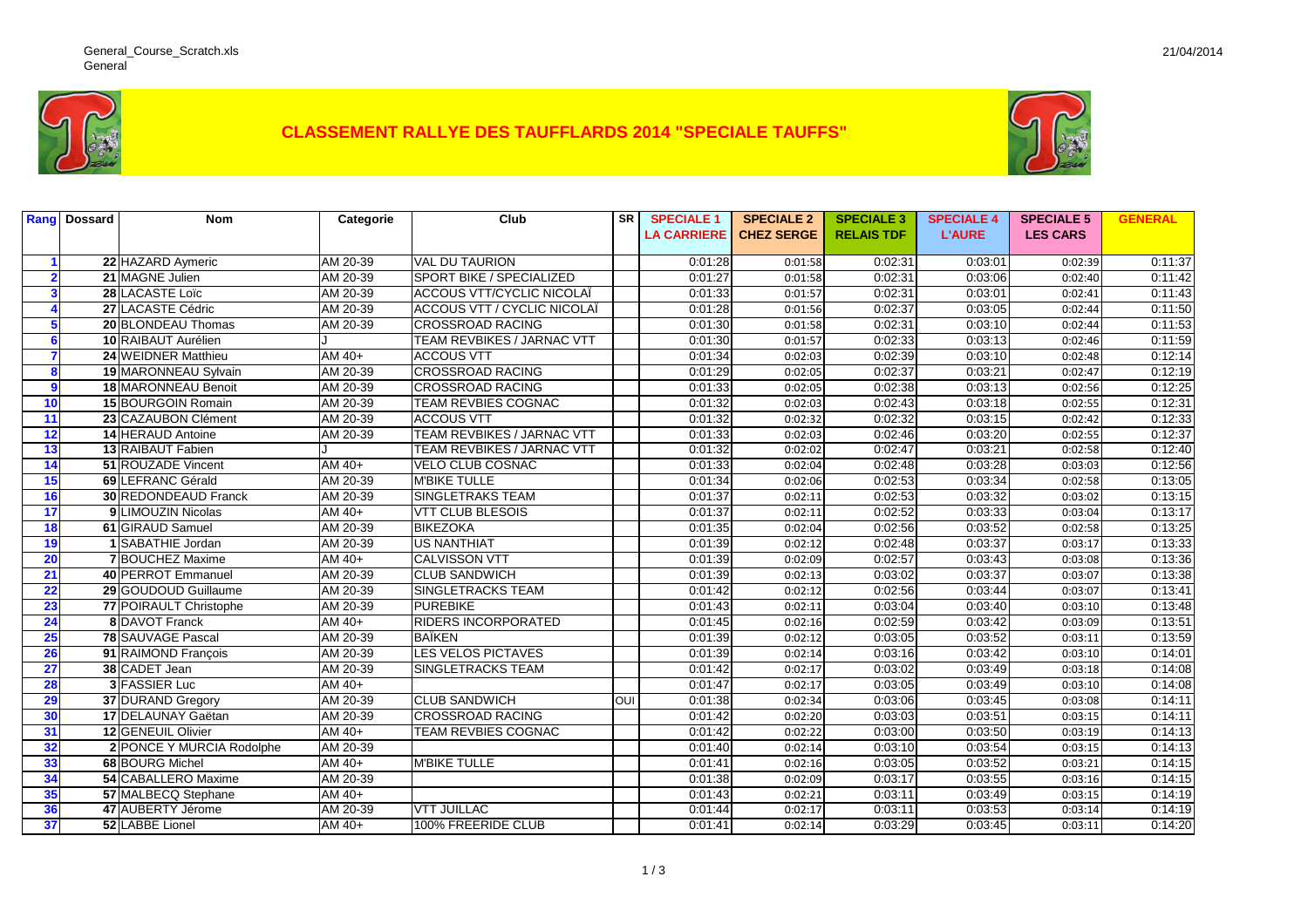General_Course_Scratch.xls
General

21/04/2014

# CLASSEMENT RALLYE DES TAUFFLARDS 2014 "SPECIALE TAUFFS"

| Rang | Dossard | Nom | Categorie | Club | SR | SPECIALE 1 LA CARRIERE | SPECIALE 2 CHEZ SERGE | SPECIALE 3 RELAIS TDF | SPECIALE 4 L'AURE | SPECIALE 5 LES CARS | GENERAL |
|---|---|---|---|---|---|---|---|---|---|---|---|
| 1 | 22 | HAZARD Aymeric | AM 20-39 | VAL DU TAURION | | 0:01:28 | 0:01:58 | 0:02:31 | 0:03:01 | 0:02:39 | 0:11:37 |
| 2 | 21 | MAGNE Julien | AM 20-39 | SPORT BIKE / SPECIALIZED | | 0:01:27 | 0:01:58 | 0:02:31 | 0:03:06 | 0:02:40 | 0:11:42 |
| 3 | 28 | LACASTE Loïc | AM 20-39 | ACCOUS VTT/CYCLIC NICOLAÏ | | 0:01:33 | 0:01:57 | 0:02:31 | 0:03:01 | 0:02:41 | 0:11:43 |
| 4 | 27 | LACASTE Cédric | AM 20-39 | ACCOUS VTT / CYCLIC NICOLAÏ | | 0:01:28 | 0:01:56 | 0:02:37 | 0:03:05 | 0:02:44 | 0:11:50 |
| 5 | 20 | BLONDEAU Thomas | AM 20-39 | CROSSROAD RACING | | 0:01:30 | 0:01:58 | 0:02:31 | 0:03:10 | 0:02:44 | 0:11:53 |
| 6 | 10 | RAIBAUT Aurélien | J | TEAM REVBIKES / JARNAC VTT | | 0:01:30 | 0:01:57 | 0:02:33 | 0:03:13 | 0:02:46 | 0:11:59 |
| 7 | 24 | WEIDNER Matthieu | AM 40+ | ACCOUS VTT | | 0:01:34 | 0:02:03 | 0:02:39 | 0:03:10 | 0:02:48 | 0:12:14 |
| 8 | 19 | MARONNEAU Sylvain | AM 20-39 | CROSSROAD RACING | | 0:01:29 | 0:02:05 | 0:02:37 | 0:03:21 | 0:02:47 | 0:12:19 |
| 9 | 18 | MARONNEAU Benoit | AM 20-39 | CROSSROAD RACING | | 0:01:33 | 0:02:05 | 0:02:38 | 0:03:13 | 0:02:56 | 0:12:25 |
| 10 | 15 | BOURGOIN Romain | AM 20-39 | TEAM REVBIES COGNAC | | 0:01:32 | 0:02:03 | 0:02:43 | 0:03:18 | 0:02:55 | 0:12:31 |
| 11 | 23 | CAZAUBON Clément | AM 20-39 | ACCOUS VTT | | 0:01:32 | 0:02:32 | 0:02:32 | 0:03:15 | 0:02:42 | 0:12:33 |
| 12 | 14 | HERAUD Antoine | AM 20-39 | TEAM REVBIKES / JARNAC VTT | | 0:01:33 | 0:02:03 | 0:02:46 | 0:03:20 | 0:02:55 | 0:12:37 |
| 13 | 13 | RAIBAUT Fabien | J | TEAM REVBIKES / JARNAC VTT | | 0:01:32 | 0:02:02 | 0:02:47 | 0:03:21 | 0:02:58 | 0:12:40 |
| 14 | 51 | ROUZADE Vincent | AM 40+ | VELO CLUB COSNAC | | 0:01:33 | 0:02:04 | 0:02:48 | 0:03:28 | 0:03:03 | 0:12:56 |
| 15 | 69 | LEFRANC Gérald | AM 20-39 | M'BIKE TULLE | | 0:01:34 | 0:02:06 | 0:02:53 | 0:03:34 | 0:02:58 | 0:13:05 |
| 16 | 30 | REDONDEAUD Franck | AM 20-39 | SINGLETRAKS TEAM | | 0:01:37 | 0:02:11 | 0:02:53 | 0:03:32 | 0:03:02 | 0:13:15 |
| 17 | 9 | LIMOUZIN Nicolas | AM 40+ | VTT CLUB BLESOIS | | 0:01:37 | 0:02:11 | 0:02:52 | 0:03:33 | 0:03:04 | 0:13:17 |
| 18 | 61 | GIRAUD Samuel | AM 20-39 | BIKEZOKA | | 0:01:35 | 0:02:04 | 0:02:56 | 0:03:52 | 0:02:58 | 0:13:25 |
| 19 | 1 | SABATHIE Jordan | AM 20-39 | US NANTHIAT | | 0:01:39 | 0:02:12 | 0:02:48 | 0:03:37 | 0:03:17 | 0:13:33 |
| 20 | 7 | BOUCHEZ Maxime | AM 40+ | CALVISSON VTT | | 0:01:39 | 0:02:09 | 0:02:57 | 0:03:43 | 0:03:08 | 0:13:36 |
| 21 | 40 | PERROT Emmanuel | AM 20-39 | CLUB SANDWICH | | 0:01:39 | 0:02:13 | 0:03:02 | 0:03:37 | 0:03:07 | 0:13:38 |
| 22 | 29 | GOUDOUD Guillaume | AM 20-39 | SINGLETRACKS TEAM | | 0:01:42 | 0:02:12 | 0:02:56 | 0:03:44 | 0:03:07 | 0:13:41 |
| 23 | 77 | POIRAULT Christophe | AM 20-39 | PUREBIKE | | 0:01:43 | 0:02:11 | 0:03:04 | 0:03:40 | 0:03:10 | 0:13:48 |
| 24 | 8 | DAVOT Franck | AM 40+ | RIDERS INCORPORATED | | 0:01:45 | 0:02:16 | 0:02:59 | 0:03:42 | 0:03:09 | 0:13:51 |
| 25 | 78 | SAUVAGE Pascal | AM 20-39 | BAÏKEN | | 0:01:39 | 0:02:12 | 0:03:05 | 0:03:52 | 0:03:11 | 0:13:59 |
| 26 | 91 | RAIMOND François | AM 20-39 | LES VELOS PICTAVES | | 0:01:39 | 0:02:14 | 0:03:16 | 0:03:42 | 0:03:10 | 0:14:01 |
| 27 | 38 | CADET Jean | AM 20-39 | SINGLETRACKS TEAM | | 0:01:42 | 0:02:17 | 0:03:02 | 0:03:49 | 0:03:18 | 0:14:08 |
| 28 | 3 | FASSIER Luc | AM 40+ | | | 0:01:47 | 0:02:17 | 0:03:05 | 0:03:49 | 0:03:10 | 0:14:08 |
| 29 | 37 | DURAND Gregory | AM 20-39 | CLUB SANDWICH | OUI | 0:01:38 | 0:02:34 | 0:03:06 | 0:03:45 | 0:03:08 | 0:14:11 |
| 30 | 17 | DELAUNAY Gaëtan | AM 20-39 | CROSSROAD RACING | | 0:01:42 | 0:02:20 | 0:03:03 | 0:03:51 | 0:03:15 | 0:14:11 |
| 31 | 12 | GENEUIL Olivier | AM 40+ | TEAM REVBIES COGNAC | | 0:01:42 | 0:02:22 | 0:03:00 | 0:03:50 | 0:03:19 | 0:14:13 |
| 32 | 2 | PONCE Y MURCIA Rodolphe | AM 20-39 | | | 0:01:40 | 0:02:14 | 0:03:10 | 0:03:54 | 0:03:15 | 0:14:13 |
| 33 | 68 | BOURG Michel | AM 40+ | M'BIKE TULLE | | 0:01:41 | 0:02:16 | 0:03:05 | 0:03:52 | 0:03:21 | 0:14:15 |
| 34 | 54 | CABALLERO Maxime | AM 20-39 | | | 0:01:38 | 0:02:09 | 0:03:17 | 0:03:55 | 0:03:16 | 0:14:15 |
| 35 | 57 | MALBECQ Stephane | AM 40+ | | | 0:01:43 | 0:02:21 | 0:03:11 | 0:03:49 | 0:03:15 | 0:14:19 |
| 36 | 47 | AUBERTY Jérome | AM 20-39 | VTT JUILLAC | | 0:01:44 | 0:02:17 | 0:03:11 | 0:03:53 | 0:03:14 | 0:14:19 |
| 37 | 52 | LABBE Lionel | AM 40+ | 100% FREERIDE CLUB | | 0:01:41 | 0:02:14 | 0:03:29 | 0:03:45 | 0:03:11 | 0:14:20 |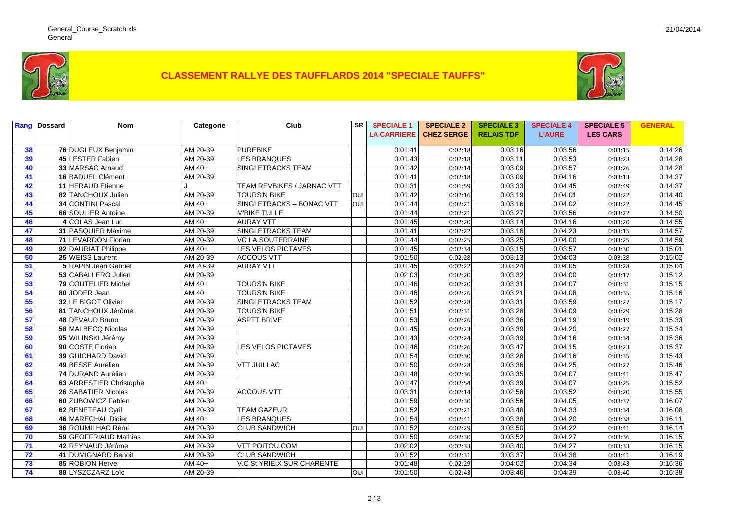# CLASSEMENT RALLYE DES TAUFFLARDS 2014 "SPECIALE TAUFFS"

| Rang | Dossard | Nom | Categorie | Club | SR | SPECIALE 1 LA CARRIERE | SPECIALE 2 CHEZ SERGE | SPECIALE 3 RELAIS TDF | SPECIALE 4 L'AURE | SPECIALE 5 LES CARS | GENERAL |
|---|---|---|---|---|---|---|---|---|---|---|---|
| 38 | 76 | DUGLEUX Benjamin | AM 20-39 | PUREBIKE | | 0:01:41 | 0:02:18 | 0:03:16 | 0:03:56 | 0:03:15 | 0:14:26 |
| 39 | 45 | LESTER Fabien | AM 20-39 | LES BRANQUES | | 0:01:43 | 0:02:18 | 0:03:11 | 0:03:53 | 0:03:23 | 0:14:28 |
| 40 | 33 | MARSAC Arnaud | AM 40+ | SINGLETRACKS TEAM | | 0:01:42 | 0:02:14 | 0:03:09 | 0:03:57 | 0:03:26 | 0:14:28 |
| 41 | 16 | BADUEL Clément | AM 20-39 | | | 0:01:41 | 0:02:18 | 0:03:09 | 0:04:16 | 0:03:13 | 0:14:37 |
| 42 | 11 | HERAUD Etienne | J | TEAM REVBIKES / JARNAC VTT | | 0:01:31 | 0:01:59 | 0:03:33 | 0:04:45 | 0:02:49 | 0:14:37 |
| 43 | 82 | TANCHOUX Julien | AM 20-39 | TOURS'N BIKE | OUI | 0:01:42 | 0:02:16 | 0:03:19 | 0:04:01 | 0:03:22 | 0:14:40 |
| 44 | 34 | CONTINI Pascal | AM 40+ | SINGLETRACKS – BONAC VTT | OUI | 0:01:44 | 0:02:21 | 0:03:16 | 0:04:02 | 0:03:22 | 0:14:45 |
| 45 | 66 | SOULIER Antoine | AM 20-39 | M'BIKE TULLE | | 0:01:44 | 0:02:21 | 0:03:27 | 0:03:56 | 0:03:22 | 0:14:50 |
| 46 | 4 | COLAS Jean Luc | AM 40+ | AURAY VTT | | 0:01:45 | 0:02:20 | 0:03:14 | 0:04:16 | 0:03:20 | 0:14:55 |
| 47 | 31 | PASQUIER Maxime | AM 20-39 | SINGLETRACKS TEAM | | 0:01:41 | 0:02:22 | 0:03:16 | 0:04:23 | 0:03:15 | 0:14:57 |
| 48 | 71 | LEVARDON Florian | AM 20-39 | VC LA SOUTERRAINE | | 0:01:44 | 0:02:25 | 0:03:25 | 0:04:00 | 0:03:25 | 0:14:59 |
| 49 | 92 | DAURIAT Philippe | AM 40+ | LES VELOS PICTAVES | | 0:01:45 | 0:02:34 | 0:03:15 | 0:03:57 | 0:03:30 | 0:15:01 |
| 50 | 25 | WEISS Laurent | AM 20-39 | ACCOUS VTT | | 0:01:50 | 0:02:28 | 0:03:13 | 0:04:03 | 0:03:28 | 0:15:02 |
| 51 | 5 | RAPIN Jean Gabriel | AM 20-39 | AURAY VTT | | 0:01:45 | 0:02:22 | 0:03:24 | 0:04:05 | 0:03:28 | 0:15:04 |
| 52 | 53 | CABALLERO Julien | AM 20-39 | | | 0:02:03 | 0:02:20 | 0:03:32 | 0:04:00 | 0:03:17 | 0:15:12 |
| 53 | 79 | COUTELIER Michel | AM 40+ | TOURS'N BIKE | | 0:01:46 | 0:02:20 | 0:03:31 | 0:04:07 | 0:03:31 | 0:15:15 |
| 54 | 80 | JODER Jean | AM 40+ | TOURS'N BIKE | | 0:01:46 | 0:02:26 | 0:03:21 | 0:04:08 | 0:03:35 | 0:15:16 |
| 55 | 32 | LE BIGOT Olivier | AM 20-39 | SINGLETRACKS TEAM | | 0:01:52 | 0:02:28 | 0:03:31 | 0:03:59 | 0:03:27 | 0:15:17 |
| 56 | 81 | TANCHOUX Jérôme | AM 20-39 | TOURS'N BIKE | | 0:01:51 | 0:02:31 | 0:03:28 | 0:04:09 | 0:03:29 | 0:15:28 |
| 57 | 48 | DEVAUD Bruno | AM 20-39 | ASPTT BRIVE | | 0:01:53 | 0:02:26 | 0:03:36 | 0:04:19 | 0:03:19 | 0:15:33 |
| 58 | 58 | MALBECQ Nicolas | AM 20-39 | | | 0:01:45 | 0:02:23 | 0:03:39 | 0:04:20 | 0:03:27 | 0:15:34 |
| 59 | 95 | WILINSKI Jérémy | AM 20-39 | | | 0:01:43 | 0:02:24 | 0:03:39 | 0:04:16 | 0:03:34 | 0:15:36 |
| 60 | 90 | COSTE Florian | AM 20-39 | LES VELOS PICTAVES | | 0:01:46 | 0:02:26 | 0:03:47 | 0:04:15 | 0:03:23 | 0:15:37 |
| 61 | 39 | GUICHARD David | AM 20-39 | | | 0:01:54 | 0:02:30 | 0:03:28 | 0:04:16 | 0:03:35 | 0:15:43 |
| 62 | 49 | BESSE Aurélien | AM 20-39 | VTT JUILLAC | | 0:01:50 | 0:02:28 | 0:03:36 | 0:04:25 | 0:03:27 | 0:15:46 |
| 63 | 74 | DURAND Aurélien | AM 20-39 | | | 0:01:48 | 0:02:36 | 0:03:35 | 0:04:07 | 0:03:41 | 0:15:47 |
| 64 | 63 | ARRESTIER Christophe | AM 40+ | | | 0:01:47 | 0:02:54 | 0:03:39 | 0:04:07 | 0:03:25 | 0:15:52 |
| 65 | 26 | SABATIER Nicolas | AM 20-39 | ACCOUS VTT | | 0:03:31 | 0:02:14 | 0:02:58 | 0:03:52 | 0:03:20 | 0:15:55 |
| 66 | 60 | ZUBOWICZ Fabien | AM 20-39 | | | 0:01:59 | 0:02:30 | 0:03:56 | 0:04:05 | 0:03:37 | 0:16:07 |
| 67 | 62 | BENETEAU Cyril | AM 20-39 | TEAM GAZEUR | | 0:01:52 | 0:02:21 | 0:03:48 | 0:04:33 | 0:03:34 | 0:16:08 |
| 68 | 46 | MARECHAL Didier | AM 40+ | LES BRANQUES | | 0:01:54 | 0:02:41 | 0:03:38 | 0:04:20 | 0:03:38 | 0:16:11 |
| 69 | 36 | ROUMILHAC Rémi | AM 20-39 | CLUB SANDWICH | OUI | 0:01:52 | 0:02:29 | 0:03:50 | 0:04:22 | 0:03:41 | 0:16:14 |
| 70 | 59 | GEOFFRIAUD Mathias | AM 20-39 | | | 0:01:50 | 0:02:30 | 0:03:52 | 0:04:27 | 0:03:36 | 0:16:15 |
| 71 | 42 | REYNAUD Jérôme | AM 20-39 | VTT POITOU.COM | | 0:02:02 | 0:02:33 | 0:03:40 | 0:04:27 | 0:03:33 | 0:16:15 |
| 72 | 41 | DUMIGNARD Benoit | AM 20-39 | CLUB SANDWICH | | 0:01:52 | 0:02:31 | 0:03:37 | 0:04:38 | 0:03:41 | 0:16:19 |
| 73 | 85 | ROBION Herve | AM 40+ | V.C St YRIEIX SUR CHARENTE | | 0:01:48 | 0:02:29 | 0:04:02 | 0:04:34 | 0:03:43 | 0:16:36 |
| 74 | 88 | LYSZCZARZ Loïc | AM 20-39 | | OUI | 0:01:50 | 0:02:43 | 0:03:46 | 0:04:39 | 0:03:40 | 0:16:38 |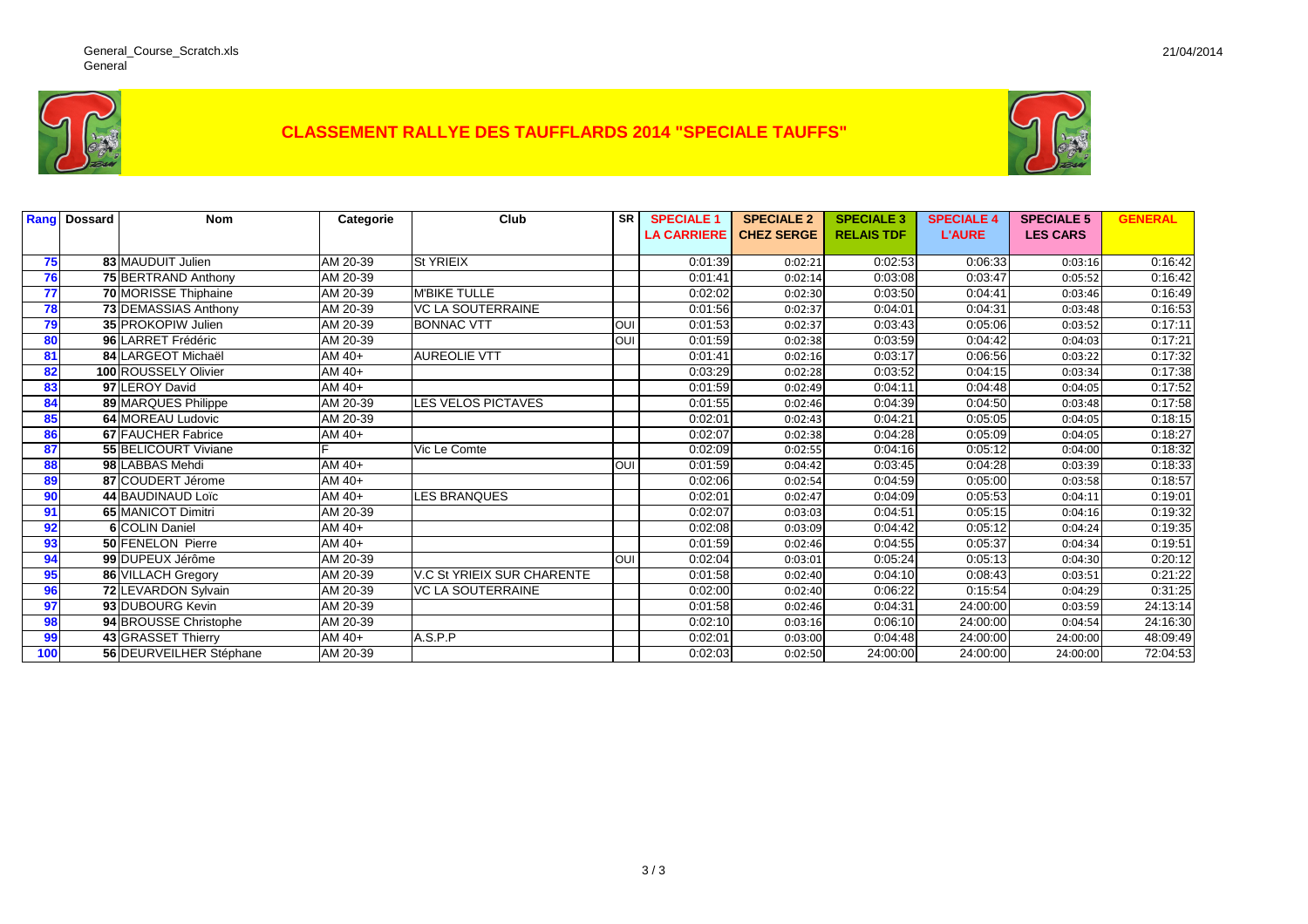# CLASSEMENT RALLYE DES TAUFFLARDS 2014 "SPECIALE TAUFFS"

| Rang | Dossard | Nom | Categorie | Club | SR | SPECIALE 1 LA CARRIERE | SPECIALE 2 CHEZ SERGE | SPECIALE 3 RELAIS TDF | SPECIALE 4 L'AURE | SPECIALE 5 LES CARS | GENERAL |
|---|---|---|---|---|---|---|---|---|---|---|---|
| 75 | 83 | MAUDUIT Julien | AM 20-39 | St YRIEIX | | 0:01:39 | 0:02:21 | 0:02:53 | 0:06:33 | 0:03:16 | 0:16:42 |
| 76 | 75 | BERTRAND Anthony | AM 20-39 | | | 0:01:41 | 0:02:14 | 0:03:08 | 0:03:47 | 0:05:52 | 0:16:42 |
| 77 | 70 | MORISSE Thiphaine | AM 20-39 | M'BIKE TULLE | | 0:02:02 | 0:02:30 | 0:03:50 | 0:04:41 | 0:03:46 | 0:16:49 |
| 78 | 73 | DEMASSIAS Anthony | AM 20-39 | VC LA SOUTERRAINE | | 0:01:56 | 0:02:37 | 0:04:01 | 0:04:31 | 0:03:48 | 0:16:53 |
| 79 | 35 | PROKOPIW Julien | AM 20-39 | BONNAC VTT | OUI | 0:01:53 | 0:02:37 | 0:03:43 | 0:05:06 | 0:03:52 | 0:17:11 |
| 80 | 96 | LARRET Frédéric | AM 20-39 | | OUI | 0:01:59 | 0:02:38 | 0:03:59 | 0:04:42 | 0:04:03 | 0:17:21 |
| 81 | 84 | LARGEOT Michaël | AM 40+ | AUREOLIE VTT | | 0:01:41 | 0:02:16 | 0:03:17 | 0:06:56 | 0:03:22 | 0:17:32 |
| 82 | 100 | ROUSSELY Olivier | AM 40+ | | | 0:03:29 | 0:02:28 | 0:03:52 | 0:04:15 | 0:03:34 | 0:17:38 |
| 83 | 97 | LEROY David | AM 40+ | | | 0:01:59 | 0:02:49 | 0:04:11 | 0:04:48 | 0:04:05 | 0:17:52 |
| 84 | 89 | MARQUES Philippe | AM 20-39 | LES VELOS PICTAVES | | 0:01:55 | 0:02:46 | 0:04:39 | 0:04:50 | 0:03:48 | 0:17:58 |
| 85 | 64 | MOREAU Ludovic | AM 20-39 | | | 0:02:01 | 0:02:43 | 0:04:21 | 0:05:05 | 0:04:05 | 0:18:15 |
| 86 | 67 | FAUCHER Fabrice | AM 40+ | | | 0:02:07 | 0:02:38 | 0:04:28 | 0:05:09 | 0:04:05 | 0:18:27 |
| 87 | 55 | BELICOURT Viviane | F | Vic Le Comte | | 0:02:09 | 0:02:55 | 0:04:16 | 0:05:12 | 0:04:00 | 0:18:32 |
| 88 | 98 | LABBAS Mehdi | AM 40+ | | OUI | 0:01:59 | 0:04:42 | 0:03:45 | 0:04:28 | 0:03:39 | 0:18:33 |
| 89 | 87 | COUDERT Jérome | AM 40+ | | | 0:02:06 | 0:02:54 | 0:04:59 | 0:05:00 | 0:03:58 | 0:18:57 |
| 90 | 44 | BAUDINAUD Loïc | AM 40+ | LES BRANQUES | | 0:02:01 | 0:02:47 | 0:04:09 | 0:05:53 | 0:04:11 | 0:19:01 |
| 91 | 65 | MANICOT Dimitri | AM 20-39 | | | 0:02:07 | 0:03:03 | 0:04:51 | 0:05:15 | 0:04:16 | 0:19:32 |
| 92 | 6 | COLIN Daniel | AM 40+ | | | 0:02:08 | 0:03:09 | 0:04:42 | 0:05:12 | 0:04:24 | 0:19:35 |
| 93 | 50 | FENELON Pierre | AM 40+ | | | 0:01:59 | 0:02:46 | 0:04:55 | 0:05:37 | 0:04:34 | 0:19:51 |
| 94 | 99 | DUPEUX Jérôme | AM 20-39 | | OUI | 0:02:04 | 0:03:01 | 0:05:24 | 0:05:13 | 0:04:30 | 0:20:12 |
| 95 | 86 | VILLACH Gregory | AM 20-39 | V.C St YRIEIX SUR CHARENTE | | 0:01:58 | 0:02:40 | 0:04:10 | 0:08:43 | 0:03:51 | 0:21:22 |
| 96 | 72 | LEVARDON Sylvain | AM 20-39 | VC LA SOUTERRAINE | | 0:02:00 | 0:02:40 | 0:06:22 | 0:15:54 | 0:04:29 | 0:31:25 |
| 97 | 93 | DUBOURG Kevin | AM 20-39 | | | 0:01:58 | 0:02:46 | 0:04:31 | 24:00:00 | 0:03:59 | 24:13:14 |
| 98 | 94 | BROUSSE Christophe | AM 20-39 | | | 0:02:10 | 0:03:16 | 0:06:10 | 24:00:00 | 0:04:54 | 24:16:30 |
| 99 | 43 | GRASSET Thierry | AM 40+ | A.S.P.P | | 0:02:01 | 0:03:00 | 0:04:48 | 24:00:00 | 24:00:00 | 48:09:49 |
| 100 | 56 | DEURVEILHER Stéphane | AM 20-39 | | | 0:02:03 | 0:02:50 | 24:00:00 | 24:00:00 | 24:00:00 | 72:04:53 |